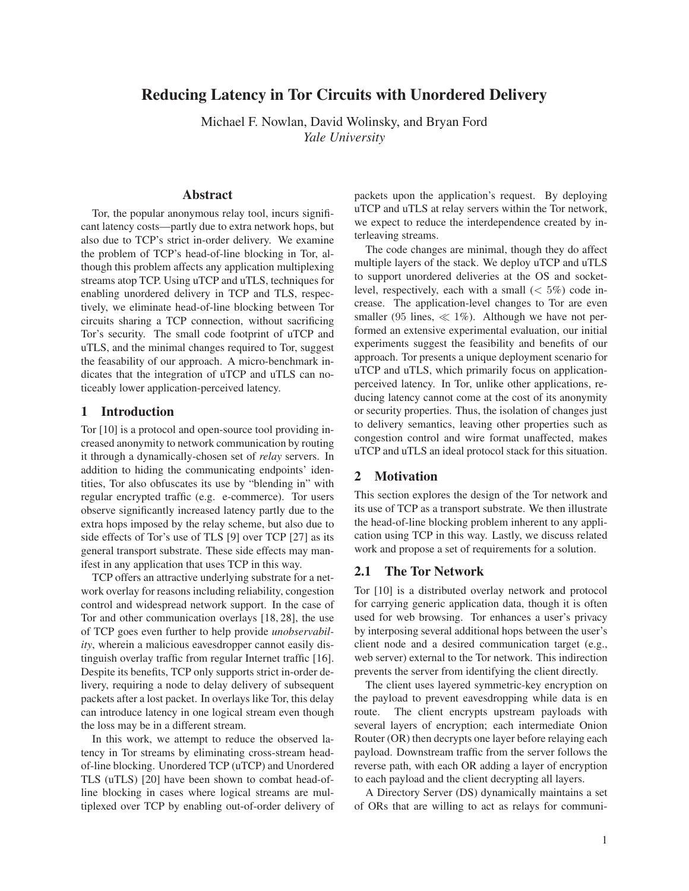# Reducing Latency in Tor Circuits with Unordered Delivery

Michael F. Nowlan, David Wolinsky, and Bryan Ford
*Yale University*

## Abstract

Tor, the popular anonymous relay tool, incurs significant latency costs—partly due to extra network hops, but also due to TCP's strict in-order delivery. We examine the problem of TCP's head-of-line blocking in Tor, although this problem affects any application multiplexing streams atop TCP. Using uTCP and uTLS, techniques for enabling unordered delivery in TCP and TLS, respectively, we eliminate head-of-line blocking between Tor circuits sharing a TCP connection, without sacrificing Tor's security. The small code footprint of uTCP and uTLS, and the minimal changes required to Tor, suggest the feasability of our approach. A micro-benchmark indicates that the integration of uTCP and uTLS can noticeably lower application-perceived latency.

## 1 Introduction

Tor [10] is a protocol and open-source tool providing increased anonymity to network communication by routing it through a dynamically-chosen set of *relay* servers. In addition to hiding the communicating endpoints' identities, Tor also obfuscates its use by "blending in" with regular encrypted traffic (e.g. e-commerce). Tor users observe significantly increased latency partly due to the extra hops imposed by the relay scheme, but also due to side effects of Tor's use of TLS [9] over TCP [27] as its general transport substrate. These side effects may manifest in any application that uses TCP in this way.

TCP offers an attractive underlying substrate for a network overlay for reasons including reliability, congestion control and widespread network support. In the case of Tor and other communication overlays [18, 28], the use of TCP goes even further to help provide *unobservability*, wherein a malicious eavesdropper cannot easily distinguish overlay traffic from regular Internet traffic [16]. Despite its benefits, TCP only supports strict in-order delivery, requiring a node to delay delivery of subsequent packets after a lost packet. In overlays like Tor, this delay can introduce latency in one logical stream even though the loss may be in a different stream.

In this work, we attempt to reduce the observed latency in Tor streams by eliminating cross-stream head-of-line blocking. Unordered TCP (uTCP) and Unordered TLS (uTLS) [20] have been shown to combat head-of-line blocking in cases where logical streams are multiplexed over TCP by enabling out-of-order delivery of packets upon the application's request. By deploying uTCP and uTLS at relay servers within the Tor network, we expect to reduce the interdependence created by interleaving streams.

The code changes are minimal, though they do affect multiple layers of the stack. We deploy uTCP and uTLS to support unordered deliveries at the OS and socket-level, respectively, each with a small ($< 5\%$) code increase. The application-level changes to Tor are even smaller (95 lines, $\ll 1\%$). Although we have not performed an extensive experimental evaluation, our initial experiments suggest the feasibility and benefits of our approach. Tor presents a unique deployment scenario for uTCP and uTLS, which primarily focus on application-perceived latency. In Tor, unlike other applications, reducing latency cannot come at the cost of its anonymity or security properties. Thus, the isolation of changes just to delivery semantics, leaving other properties such as congestion control and wire format unaffected, makes uTCP and uTLS an ideal protocol stack for this situation.

## 2 Motivation

This section explores the design of the Tor network and its use of TCP as a transport substrate. We then illustrate the head-of-line blocking problem inherent to any application using TCP in this way. Lastly, we discuss related work and propose a set of requirements for a solution.

### 2.1 The Tor Network

Tor [10] is a distributed overlay network and protocol for carrying generic application data, though it is often used for web browsing. Tor enhances a user's privacy by interposing several additional hops between the user's client node and a desired communication target (e.g., web server) external to the Tor network. This indirection prevents the server from identifying the client directly.

The client uses layered symmetric-key encryption on the payload to prevent eavesdropping while data is en route. The client encrypts upstream payloads with several layers of encryption; each intermediate Onion Router (OR) then decrypts one layer before relaying each payload. Downstream traffic from the server follows the reverse path, with each OR adding a layer of encryption to each payload and the client decrypting all layers.

A Directory Server (DS) dynamically maintains a set of ORs that are willing to act as relays for communi-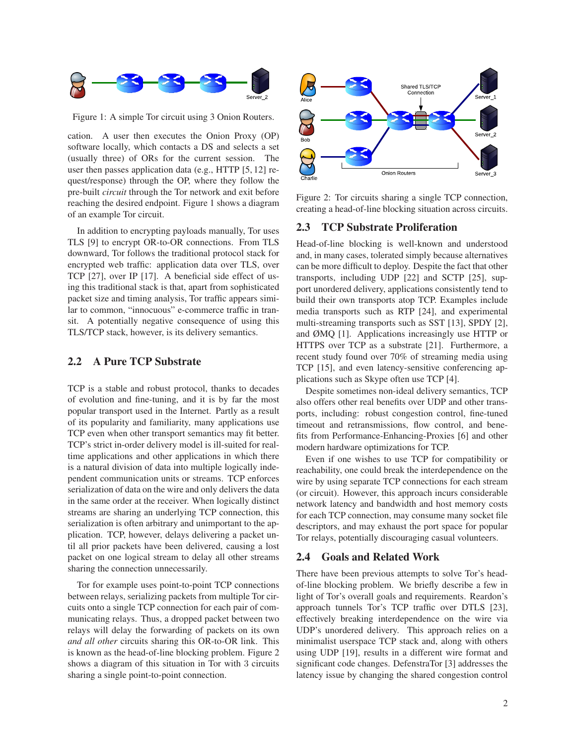Figure 1: A simple Tor circuit using 3 Onion Routers.

cation. A user then executes the Onion Proxy (OP) software locally, which contacts a DS and selects a set (usually three) of ORs for the current session. The user then passes application data (e.g., HTTP [5, 12] request/response) through the OP, where they follow the pre-built *circuit* through the Tor network and exit before reaching the desired endpoint. Figure 1 shows a diagram of an example Tor circuit.

In addition to encrypting payloads manually, Tor uses TLS [9] to encrypt OR-to-OR connections. From TLS downward, Tor follows the traditional protocol stack for encrypted web traffic: application data over TLS, over TCP [27], over IP [17]. A beneficial side effect of using this traditional stack is that, apart from sophisticated packet size and timing analysis, Tor traffic appears similar to common, "innocuous" e-commerce traffic in transit. A potentially negative consequence of using this TLS/TCP stack, however, is its delivery semantics.

## 2.2 A Pure TCP Substrate

TCP is a stable and robust protocol, thanks to decades of evolution and fine-tuning, and it is by far the most popular transport used in the Internet. Partly as a result of its popularity and familiarity, many applications use TCP even when other transport semantics may fit better. TCP's strict in-order delivery model is ill-suited for real-time applications and other applications in which there is a natural division of data into multiple logically independent communication units or streams. TCP enforces serialization of data on the wire and only delivers the data in the same order at the receiver. When logically distinct streams are sharing an underlying TCP connection, this serialization is often arbitrary and unimportant to the application. TCP, however, delays delivering a packet until all prior packets have been delivered, causing a lost packet on one logical stream to delay all other streams sharing the connection unnecessarily.

Tor for example uses point-to-point TCP connections between relays, serializing packets from multiple Tor circuits onto a single TCP connection for each pair of communicating relays. Thus, a dropped packet between two relays will delay the forwarding of packets on its own *and all other* circuits sharing this OR-to-OR link. This is known as the head-of-line blocking problem. Figure 2 shows a diagram of this situation in Tor with 3 circuits sharing a single point-to-point connection.

Figure 2: Tor circuits sharing a single TCP connection, creating a head-of-line blocking situation across circuits.

## 2.3 TCP Substrate Proliferation

Head-of-line blocking is well-known and understood and, in many cases, tolerated simply because alternatives can be more difficult to deploy. Despite the fact that other transports, including UDP [22] and SCTP [25], support unordered delivery, applications consistently tend to build their own transports atop TCP. Examples include media transports such as RTP [24], and experimental multi-streaming transports such as SST [13], SPDY [2], and ØMQ [1]. Applications increasingly use HTTP or HTTPS over TCP as a substrate [21]. Furthermore, a recent study found over 70% of streaming media using TCP [15], and even latency-sensitive conferencing applications such as Skype often use TCP [4].

Despite sometimes non-ideal delivery semantics, TCP also offers other real benefits over UDP and other transports, including: robust congestion control, fine-tuned timeout and retransmissions, flow control, and benefits from Performance-Enhancing-Proxies [6] and other modern hardware optimizations for TCP.

Even if one wishes to use TCP for compatibility or reachability, one could break the interdependence on the wire by using separate TCP connections for each stream (or circuit). However, this approach incurs considerable network latency and bandwidth and host memory costs for each TCP connection, may consume many socket file descriptors, and may exhaust the port space for popular Tor relays, potentially discouraging casual volunteers.

## 2.4 Goals and Related Work

There have been previous attempts to solve Tor's head-of-line blocking problem. We briefly describe a few in light of Tor's overall goals and requirements. Reardon's approach tunnels Tor's TCP traffic over DTLS [23], effectively breaking interdependence on the wire via UDP's unordered delivery. This approach relies on a minimalist userspace TCP stack and, along with others using UDP [19], results in a different wire format and significant code changes. DefenstraTor [3] addresses the latency issue by changing the shared congestion control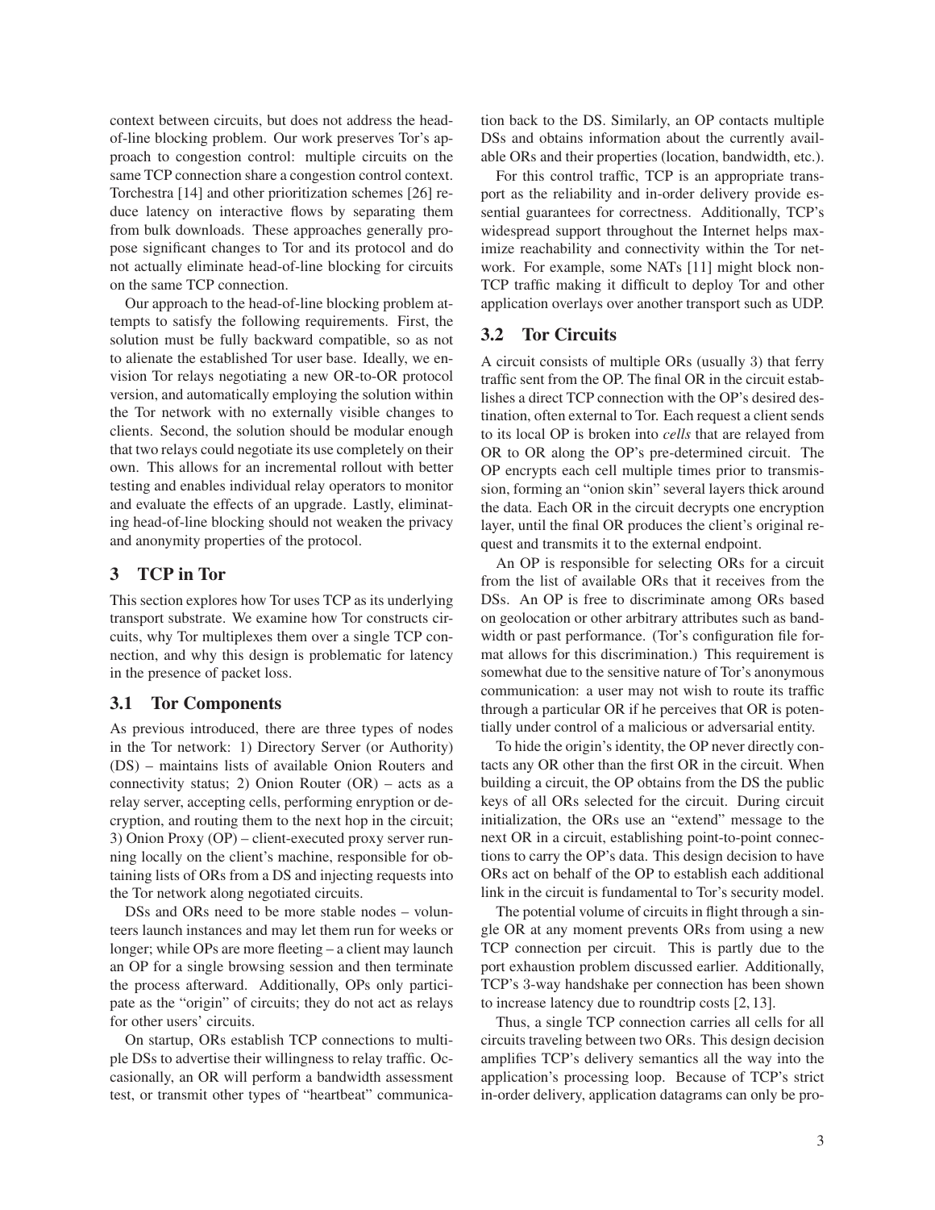context between circuits, but does not address the head-of-line blocking problem. Our work preserves Tor's approach to congestion control: multiple circuits on the same TCP connection share a congestion control context. Torchestra [14] and other prioritization schemes [26] reduce latency on interactive flows by separating them from bulk downloads. These approaches generally propose significant changes to Tor and its protocol and do not actually eliminate head-of-line blocking for circuits on the same TCP connection.

Our approach to the head-of-line blocking problem attempts to satisfy the following requirements. First, the solution must be fully backward compatible, so as not to alienate the established Tor user base. Ideally, we envision Tor relays negotiating a new OR-to-OR protocol version, and automatically employing the solution within the Tor network with no externally visible changes to clients. Second, the solution should be modular enough that two relays could negotiate its use completely on their own. This allows for an incremental rollout with better testing and enables individual relay operators to monitor and evaluate the effects of an upgrade. Lastly, eliminating head-of-line blocking should not weaken the privacy and anonymity properties of the protocol.

## 3 TCP in Tor

This section explores how Tor uses TCP as its underlying transport substrate. We examine how Tor constructs circuits, why Tor multiplexes them over a single TCP connection, and why this design is problematic for latency in the presence of packet loss.

### 3.1 Tor Components

As previous introduced, there are three types of nodes in the Tor network: 1) Directory Server (or Authority) (DS) – maintains lists of available Onion Routers and connectivity status; 2) Onion Router (OR) – acts as a relay server, accepting cells, performing enryption or decryption, and routing them to the next hop in the circuit; 3) Onion Proxy (OP) – client-executed proxy server running locally on the client's machine, responsible for obtaining lists of ORs from a DS and injecting requests into the Tor network along negotiated circuits.

DSs and ORs need to be more stable nodes – volunteers launch instances and may let them run for weeks or longer; while OPs are more fleeting – a client may launch an OP for a single browsing session and then terminate the process afterward. Additionally, OPs only participate as the "origin" of circuits; they do not act as relays for other users' circuits.

On startup, ORs establish TCP connections to multiple DSs to advertise their willingness to relay traffic. Occasionally, an OR will perform a bandwidth assessment test, or transmit other types of "heartbeat" communication back to the DS. Similarly, an OP contacts multiple DSs and obtains information about the currently available ORs and their properties (location, bandwidth, etc.).

For this control traffic, TCP is an appropriate transport as the reliability and in-order delivery provide essential guarantees for correctness. Additionally, TCP's widespread support throughout the Internet helps maximize reachability and connectivity within the Tor network. For example, some NATs [11] might block non-TCP traffic making it difficult to deploy Tor and other application overlays over another transport such as UDP.

### 3.2 Tor Circuits

A circuit consists of multiple ORs (usually 3) that ferry traffic sent from the OP. The final OR in the circuit establishes a direct TCP connection with the OP's desired destination, often external to Tor. Each request a client sends to its local OP is broken into *cells* that are relayed from OR to OR along the OP's pre-determined circuit. The OP encrypts each cell multiple times prior to transmission, forming an "onion skin" several layers thick around the data. Each OR in the circuit decrypts one encryption layer, until the final OR produces the client's original request and transmits it to the external endpoint.

An OP is responsible for selecting ORs for a circuit from the list of available ORs that it receives from the DSs. An OP is free to discriminate among ORs based on geolocation or other arbitrary attributes such as bandwidth or past performance. (Tor's configuration file format allows for this discrimination.) This requirement is somewhat due to the sensitive nature of Tor's anonymous communication: a user may not wish to route its traffic through a particular OR if he perceives that OR is potentially under control of a malicious or adversarial entity.

To hide the origin's identity, the OP never directly contacts any OR other than the first OR in the circuit. When building a circuit, the OP obtains from the DS the public keys of all ORs selected for the circuit. During circuit initialization, the ORs use an "extend" message to the next OR in a circuit, establishing point-to-point connections to carry the OP's data. This design decision to have ORs act on behalf of the OP to establish each additional link in the circuit is fundamental to Tor's security model.

The potential volume of circuits in flight through a single OR at any moment prevents ORs from using a new TCP connection per circuit. This is partly due to the port exhaustion problem discussed earlier. Additionally, TCP's 3-way handshake per connection has been shown to increase latency due to roundtrip costs [2, 13].

Thus, a single TCP connection carries all cells for all circuits traveling between two ORs. This design decision amplifies TCP's delivery semantics all the way into the application's processing loop. Because of TCP's strict in-order delivery, application datagrams can only be pro-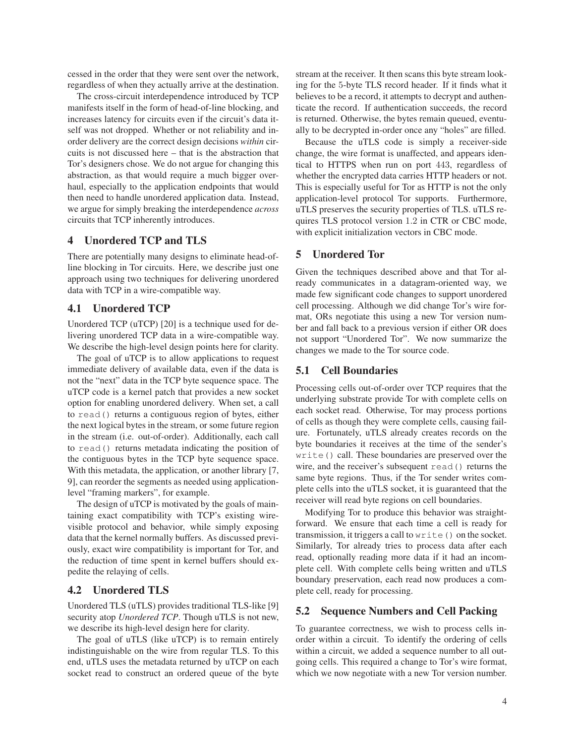cessed in the order that they were sent over the network, regardless of when they actually arrive at the destination.

The cross-circuit interdependence introduced by TCP manifests itself in the form of head-of-line blocking, and increases latency for circuits even if the circuit's data itself was not dropped. Whether or not reliability and in-order delivery are the correct design decisions *within* circuits is not discussed here – that is the abstraction that Tor's designers chose. We do not argue for changing this abstraction, as that would require a much bigger overhaul, especially to the application endpoints that would then need to handle unordered application data. Instead, we argue for simply breaking the interdependence *across* circuits that TCP inherently introduces.

## 4 Unordered TCP and TLS

There are potentially many designs to eliminate head-of-line blocking in Tor circuits. Here, we describe just one approach using two techniques for delivering unordered data with TCP in a wire-compatible way.

### 4.1 Unordered TCP

Unordered TCP (uTCP) [20] is a technique used for delivering unordered TCP data in a wire-compatible way. We describe the high-level design points here for clarity.

The goal of uTCP is to allow applications to request immediate delivery of available data, even if the data is not the "next" data in the TCP byte sequence space. The uTCP code is a kernel patch that provides a new socket option for enabling unordered delivery. When set, a call to `read()` returns a contiguous region of bytes, either the next logical bytes in the stream, or some future region in the stream (i.e. out-of-order). Additionally, each call to `read()` returns metadata indicating the position of the contiguous bytes in the TCP byte sequence space. With this metadata, the application, or another library [7, 9], can reorder the segments as needed using application-level "framing markers", for example.

The design of uTCP is motivated by the goals of maintaining exact compatibility with TCP's existing wire-visible protocol and behavior, while simply exposing data that the kernel normally buffers. As discussed previously, exact wire compatibility is important for Tor, and the reduction of time spent in kernel buffers should expedite the relaying of cells.

### 4.2 Unordered TLS

Unordered TLS (uTLS) provides traditional TLS-like [9] security atop *Unordered TCP*. Though uTLS is not new, we describe its high-level design here for clarity.

The goal of uTLS (like uTCP) is to remain entirely indistinguishable on the wire from regular TLS. To this end, uTLS uses the metadata returned by uTCP on each socket read to construct an ordered queue of the byte stream at the receiver. It then scans this byte stream looking for the 5-byte TLS record header. If it finds what it believes to be a record, it attempts to decrypt and authenticate the record. If authentication succeeds, the record is returned. Otherwise, the bytes remain queued, eventually to be decrypted in-order once any "holes" are filled.

Because the uTLS code is simply a receiver-side change, the wire format is unaffected, and appears identical to HTTPS when run on port 443, regardless of whether the encrypted data carries HTTP headers or not. This is especially useful for Tor as HTTP is not the only application-level protocol Tor supports. Furthermore, uTLS preserves the security properties of TLS. uTLS requires TLS protocol version 1.2 in CTR or CBC mode, with explicit initialization vectors in CBC mode.

## 5 Unordered Tor

Given the techniques described above and that Tor already communicates in a datagram-oriented way, we made few significant code changes to support unordered cell processing. Although we did change Tor's wire format, ORs negotiate this using a new Tor version number and fall back to a previous version if either OR does not support "Unordered Tor". We now summarize the changes we made to the Tor source code.

### 5.1 Cell Boundaries

Processing cells out-of-order over TCP requires that the underlying substrate provide Tor with complete cells on each socket read. Otherwise, Tor may process portions of cells as though they were complete cells, causing failure. Fortunately, uTLS already creates records on the byte boundaries it receives at the time of the sender's `write()` call. These boundaries are preserved over the wire, and the receiver's subsequent `read()` returns the same byte regions. Thus, if the Tor sender writes complete cells into the uTLS socket, it is guaranteed that the receiver will read byte regions on cell boundaries.

Modifying Tor to produce this behavior was straightforward. We ensure that each time a cell is ready for transmission, it triggers a call to `write()` on the socket. Similarly, Tor already tries to process data after each read, optionally reading more data if it had an incomplete cell. With complete cells being written and uTLS boundary preservation, each read now produces a complete cell, ready for processing.

### 5.2 Sequence Numbers and Cell Packing

To guarantee correctness, we wish to process cells in-order within a circuit. To identify the ordering of cells within a circuit, we added a sequence number to all outgoing cells. This required a change to Tor's wire format, which we now negotiate with a new Tor version number.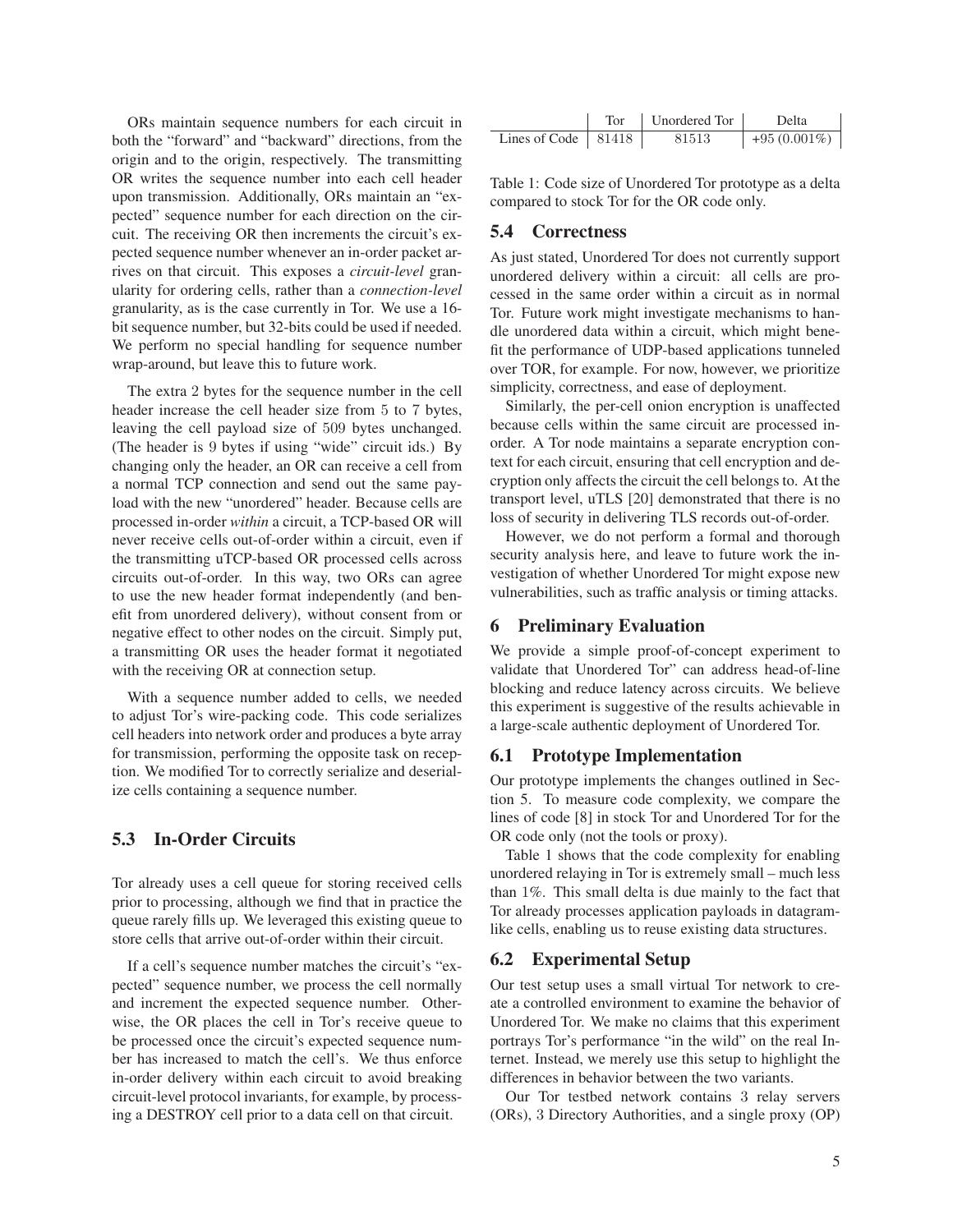ORs maintain sequence numbers for each circuit in both the "forward" and "backward" directions, from the origin and to the origin, respectively. The transmitting OR writes the sequence number into each cell header upon transmission. Additionally, ORs maintain an "expected" sequence number for each direction on the circuit. The receiving OR then increments the circuit's expected sequence number whenever an in-order packet arrives on that circuit. This exposes a *circuit-level* granularity for ordering cells, rather than a *connection-level* granularity, as is the case currently in Tor. We use a 16-bit sequence number, but 32-bits could be used if needed. We perform no special handling for sequence number wrap-around, but leave this to future work.

The extra 2 bytes for the sequence number in the cell header increase the cell header size from 5 to 7 bytes, leaving the cell payload size of 509 bytes unchanged. (The header is 9 bytes if using "wide" circuit ids.) By changing only the header, an OR can receive a cell from a normal TCP connection and send out the same payload with the new "unordered" header. Because cells are processed in-order *within* a circuit, a TCP-based OR will never receive cells out-of-order within a circuit, even if the transmitting uTCP-based OR processed cells across circuits out-of-order. In this way, two ORs can agree to use the new header format independently (and benefit from unordered delivery), without consent from or negative effect to other nodes on the circuit. Simply put, a transmitting OR uses the header format it negotiated with the receiving OR at connection setup.

With a sequence number added to cells, we needed to adjust Tor's wire-packing code. This code serializes cell headers into network order and produces a byte array for transmission, performing the opposite task on reception. We modified Tor to correctly serialize and deserialize cells containing a sequence number.

### 5.3 In-Order Circuits

Tor already uses a cell queue for storing received cells prior to processing, although we find that in practice the queue rarely fills up. We leveraged this existing queue to store cells that arrive out-of-order within their circuit.

If a cell's sequence number matches the circuit's "expected" sequence number, we process the cell normally and increment the expected sequence number. Otherwise, the OR places the cell in Tor's receive queue to be processed once the circuit's expected sequence number has increased to match the cell's. We thus enforce in-order delivery within each circuit to avoid breaking circuit-level protocol invariants, for example, by processing a DESTROY cell prior to a data cell on that circuit.

| | Tor | Unordered Tor | Delta |
|---|---|---|---|
| Lines of Code | 81418 | 81513 | +95 (0.001%) |

Table 1: Code size of Unordered Tor prototype as a delta compared to stock Tor for the OR code only.

### 5.4 Correctness

As just stated, Unordered Tor does not currently support unordered delivery within a circuit: all cells are processed in the same order within a circuit as in normal Tor. Future work might investigate mechanisms to handle unordered data within a circuit, which might benefit the performance of UDP-based applications tunneled over TOR, for example. For now, however, we prioritize simplicity, correctness, and ease of deployment.

Similarly, the per-cell onion encryption is unaffected because cells within the same circuit are processed in-order. A Tor node maintains a separate encryption context for each circuit, ensuring that cell encryption and decryption only affects the circuit the cell belongs to. At the transport level, uTLS [20] demonstrated that there is no loss of security in delivering TLS records out-of-order.

However, we do not perform a formal and thorough security analysis here, and leave to future work the investigation of whether Unordered Tor might expose new vulnerabilities, such as traffic analysis or timing attacks.

## 6 Preliminary Evaluation

We provide a simple proof-of-concept experiment to validate that Unordered Tor" can address head-of-line blocking and reduce latency across circuits. We believe this experiment is suggestive of the results achievable in a large-scale authentic deployment of Unordered Tor.

### 6.1 Prototype Implementation

Our prototype implements the changes outlined in Section 5. To measure code complexity, we compare the lines of code [8] in stock Tor and Unordered Tor for the OR code only (not the tools or proxy).

Table 1 shows that the code complexity for enabling unordered relaying in Tor is extremely small – much less than 1%. This small delta is due mainly to the fact that Tor already processes application payloads in datagram-like cells, enabling us to reuse existing data structures.

### 6.2 Experimental Setup

Our test setup uses a small virtual Tor network to create a controlled environment to examine the behavior of Unordered Tor. We make no claims that this experiment portrays Tor's performance "in the wild" on the real Internet. Instead, we merely use this setup to highlight the differences in behavior between the two variants.

Our Tor testbed network contains 3 relay servers (ORs), 3 Directory Authorities, and a single proxy (OP)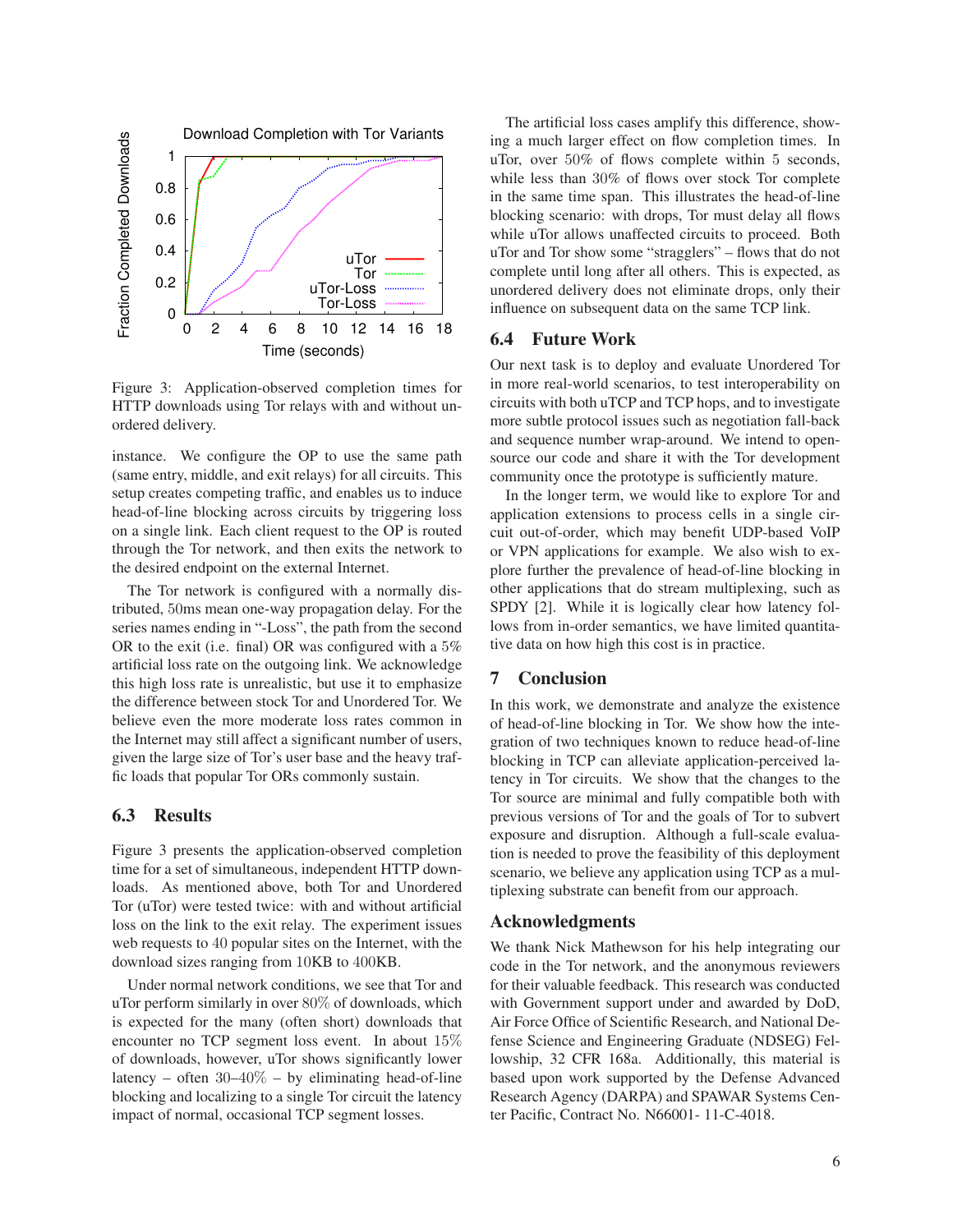Figure 3: Application-observed completion times for HTTP downloads using Tor relays with and without unordered delivery.

instance. We configure the OP to use the same path (same entry, middle, and exit relays) for all circuits. This setup creates competing traffic, and enables us to induce head-of-line blocking across circuits by triggering loss on a single link. Each client request to the OP is routed through the Tor network, and then exits the network to the desired endpoint on the external Internet.

The Tor network is configured with a normally distributed, 50ms mean one-way propagation delay. For the series names ending in "-Loss", the path from the second OR to the exit (i.e. final) OR was configured with a 5% artificial loss rate on the outgoing link. We acknowledge this high loss rate is unrealistic, but use it to emphasize the difference between stock Tor and Unordered Tor. We believe even the more moderate loss rates common in the Internet may still affect a significant number of users, given the large size of Tor's user base and the heavy traffic loads that popular Tor ORs commonly sustain.

### 6.3 Results

Figure 3 presents the application-observed completion time for a set of simultaneous, independent HTTP downloads. As mentioned above, both Tor and Unordered Tor (uTor) were tested twice: with and without artificial loss on the link to the exit relay. The experiment issues web requests to 40 popular sites on the Internet, with the download sizes ranging from 10KB to 400KB.

Under normal network conditions, we see that Tor and uTor perform similarly in over 80% of downloads, which is expected for the many (often short) downloads that encounter no TCP segment loss event. In about 15% of downloads, however, uTor shows significantly lower latency – often 30–40% – by eliminating head-of-line blocking and localizing to a single Tor circuit the latency impact of normal, occasional TCP segment losses.

The artificial loss cases amplify this difference, showing a much larger effect on flow completion times. In uTor, over 50% of flows complete within 5 seconds, while less than 30% of flows over stock Tor complete in the same time span. This illustrates the head-of-line blocking scenario: with drops, Tor must delay all flows while uTor allows unaffected circuits to proceed. Both uTor and Tor show some "stragglers" – flows that do not complete until long after all others. This is expected, as unordered delivery does not eliminate drops, only their influence on subsequent data on the same TCP link.

### 6.4 Future Work

Our next task is to deploy and evaluate Unordered Tor in more real-world scenarios, to test interoperability on circuits with both uTCP and TCP hops, and to investigate more subtle protocol issues such as negotiation fall-back and sequence number wrap-around. We intend to open-source our code and share it with the Tor development community once the prototype is sufficiently mature.

In the longer term, we would like to explore Tor and application extensions to process cells in a single circuit out-of-order, which may benefit UDP-based VoIP or VPN applications for example. We also wish to explore further the prevalence of head-of-line blocking in other applications that do stream multiplexing, such as SPDY [2]. While it is logically clear how latency follows from in-order semantics, we have limited quantitative data on how high this cost is in practice.

## 7 Conclusion

In this work, we demonstrate and analyze the existence of head-of-line blocking in Tor. We show how the integration of two techniques known to reduce head-of-line blocking in TCP can alleviate application-perceived latency in Tor circuits. We show that the changes to the Tor source are minimal and fully compatible both with previous versions of Tor and the goals of Tor to subvert exposure and disruption. Although a full-scale evaluation is needed to prove the feasibility of this deployment scenario, we believe any application using TCP as a multiplexing substrate can benefit from our approach.

## Acknowledgments

We thank Nick Mathewson for his help integrating our code in the Tor network, and the anonymous reviewers for their valuable feedback. This research was conducted with Government support under and awarded by DoD, Air Force Office of Scientific Research, and National Defense Science and Engineering Graduate (NDSEG) Fellowship, 32 CFR 168a. Additionally, this material is based upon work supported by the Defense Advanced Research Agency (DARPA) and SPAWAR Systems Center Pacific, Contract No. N66001- 11-C-4018.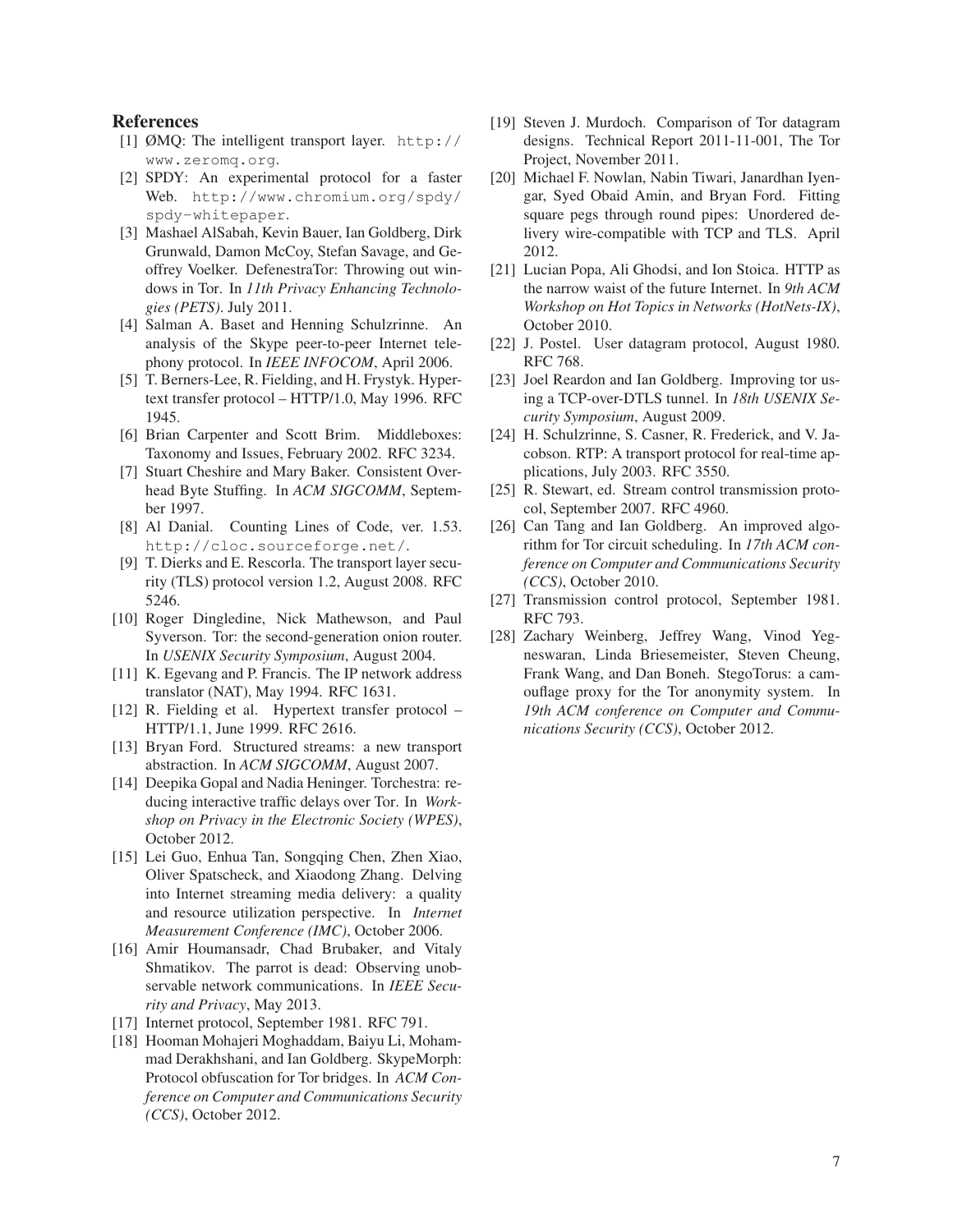## References

[1] ØMQ: The intelligent transport layer. http://www.zeromq.org.

[2] SPDY: An experimental protocol for a faster Web. http://www.chromium.org/spdy/spdy-whitepaper.

[3] Mashael AlSabah, Kevin Bauer, Ian Goldberg, Dirk Grunwald, Damon McCoy, Stefan Savage, and Geoffrey Voelker. DefenestraTor: Throwing out windows in Tor. In *11th Privacy Enhancing Technologies (PETS)*. July 2011.

[4] Salman A. Baset and Henning Schulzrinne. An analysis of the Skype peer-to-peer Internet telephony protocol. In *IEEE INFOCOM*, April 2006.

[5] T. Berners-Lee, R. Fielding, and H. Frystyk. Hypertext transfer protocol – HTTP/1.0, May 1996. RFC 1945.

[6] Brian Carpenter and Scott Brim. Middleboxes: Taxonomy and Issues, February 2002. RFC 3234.

[7] Stuart Cheshire and Mary Baker. Consistent Overhead Byte Stuffing. In *ACM SIGCOMM*, September 1997.

[8] Al Danial. Counting Lines of Code, ver. 1.53. http://cloc.sourceforge.net/.

[9] T. Dierks and E. Rescorla. The transport layer security (TLS) protocol version 1.2, August 2008. RFC 5246.

[10] Roger Dingledine, Nick Mathewson, and Paul Syverson. Tor: the second-generation onion router. In *USENIX Security Symposium*, August 2004.

[11] K. Egevang and P. Francis. The IP network address translator (NAT), May 1994. RFC 1631.

[12] R. Fielding et al. Hypertext transfer protocol – HTTP/1.1, June 1999. RFC 2616.

[13] Bryan Ford. Structured streams: a new transport abstraction. In *ACM SIGCOMM*, August 2007.

[14] Deepika Gopal and Nadia Heninger. Torchestra: reducing interactive traffic delays over Tor. In *Workshop on Privacy in the Electronic Society (WPES)*, October 2012.

[15] Lei Guo, Enhua Tan, Songqing Chen, Zhen Xiao, Oliver Spatscheck, and Xiaodong Zhang. Delving into Internet streaming media delivery: a quality and resource utilization perspective. In *Internet Measurement Conference (IMC)*, October 2006.

[16] Amir Houmansadr, Chad Brubaker, and Vitaly Shmatikov. The parrot is dead: Observing unobservable network communications. In *IEEE Security and Privacy*, May 2013.

[17] Internet protocol, September 1981. RFC 791.

[18] Hooman Mohajeri Moghaddam, Baiyu Li, Mohammad Derakhshani, and Ian Goldberg. SkypeMorph: Protocol obfuscation for Tor bridges. In *ACM Conference on Computer and Communications Security (CCS)*, October 2012.

[19] Steven J. Murdoch. Comparison of Tor datagram designs. Technical Report 2011-11-001, The Tor Project, November 2011.

[20] Michael F. Nowlan, Nabin Tiwari, Janardhan Iyengar, Syed Obaid Amin, and Bryan Ford. Fitting square pegs through round pipes: Unordered delivery wire-compatible with TCP and TLS. April 2012.

[21] Lucian Popa, Ali Ghodsi, and Ion Stoica. HTTP as the narrow waist of the future Internet. In *9th ACM Workshop on Hot Topics in Networks (HotNets-IX)*, October 2010.

[22] J. Postel. User datagram protocol, August 1980. RFC 768.

[23] Joel Reardon and Ian Goldberg. Improving tor using a TCP-over-DTLS tunnel. In *18th USENIX Security Symposium*, August 2009.

[24] H. Schulzrinne, S. Casner, R. Frederick, and V. Jacobson. RTP: A transport protocol for real-time applications, July 2003. RFC 3550.

[25] R. Stewart, ed. Stream control transmission protocol, September 2007. RFC 4960.

[26] Can Tang and Ian Goldberg. An improved algorithm for Tor circuit scheduling. In *17th ACM conference on Computer and Communications Security (CCS)*, October 2010.

[27] Transmission control protocol, September 1981. RFC 793.

[28] Zachary Weinberg, Jeffrey Wang, Vinod Yegneswaran, Linda Briesemeister, Steven Cheung, Frank Wang, and Dan Boneh. StegoTorus: a camouflage proxy for the Tor anonymity system. In *19th ACM conference on Computer and Communications Security (CCS)*, October 2012.